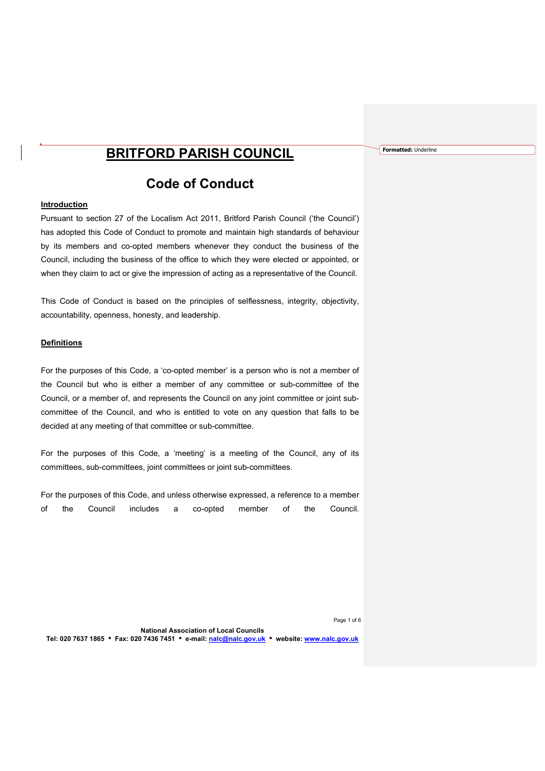# BRITFORD PARISH COUNCIL

## Code of Conduct

**Introduction**

Pursuant to section 27 of the Localism Act 2011, Britford Parish Council ('the Council') has adopted this Code of Conduct to promote and maintain high standards of behaviour by its members and co-opted members whenever they conduct the business of the Council, including the business of the office to which they were elected or appointed, or when they claim to act or give the impression of acting as a representative of the Council.

This Code of Conduct is based on the principles of selflessness, integrity, objectivity, accountability, openness, honesty, and leadership.

**Definitions**

For the purposes of this Code, a 'co-opted member' is a person who is not a member of the Council but who is either a member of any committee or sub-committee of the Council, or a member of, and represents the Council on any joint committee or joint sub-committee of the Council, and who is entitled to vote on any question that falls to be decided at any meeting of that committee or sub-committee.

For the purposes of this Code, a 'meeting' is a meeting of the Council, any of its committees, sub-committees, joint committees or joint sub-committees.

For the purposes of this Code, and unless otherwise expressed, a reference to a member of the Council includes a co-opted member of the Council.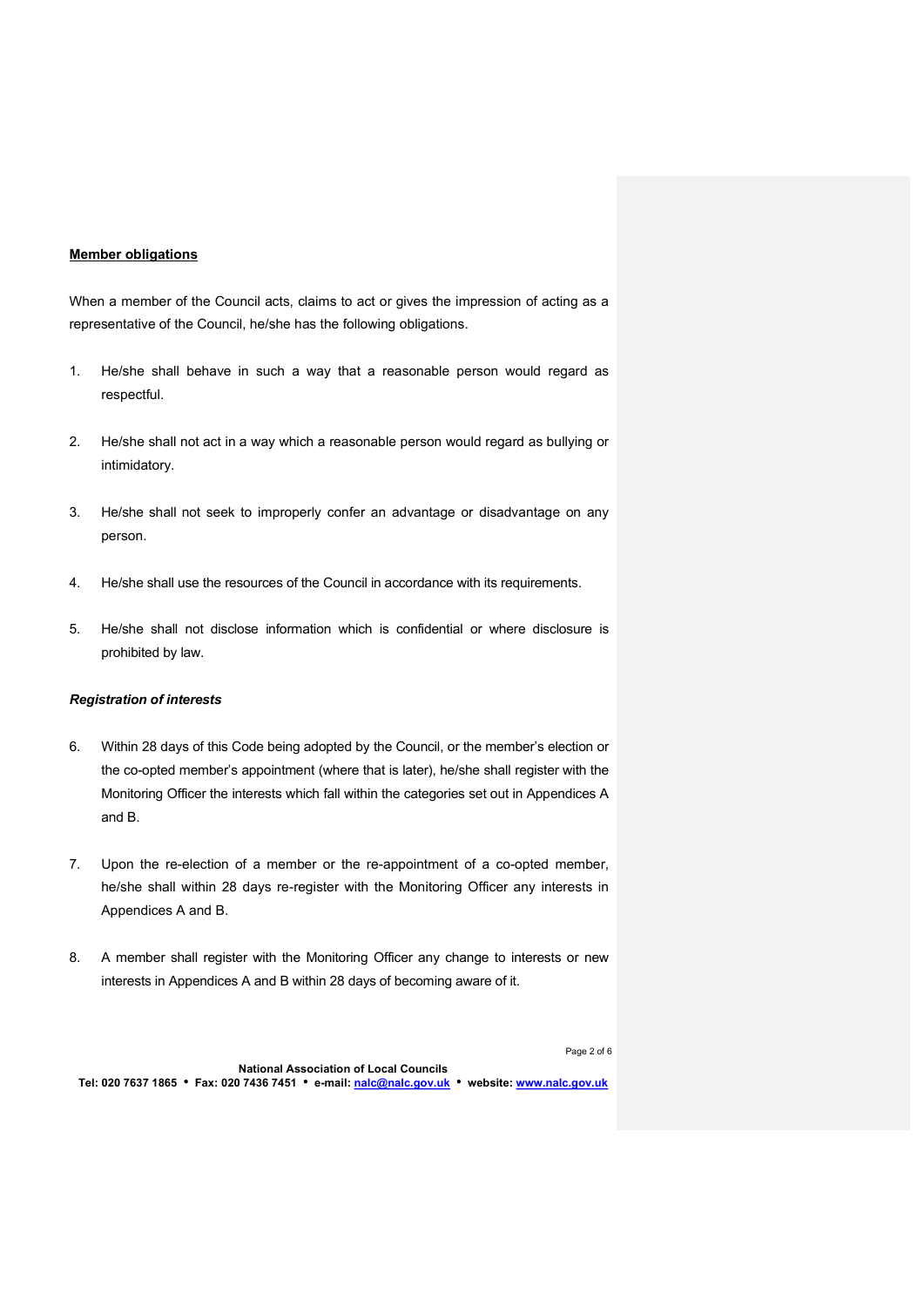**Member obligations**

When a member of the Council acts, claims to act or gives the impression of acting as a representative of the Council, he/she has the following obligations.

1. He/she shall behave in such a way that a reasonable person would regard as respectful.

2. He/she shall not act in a way which a reasonable person would regard as bullying or intimidatory.

3. He/she shall not seek to improperly confer an advantage or disadvantage on any person.

4. He/she shall use the resources of the Council in accordance with its requirements.

5. He/she shall not disclose information which is confidential or where disclosure is prohibited by law.

***Registration of interests***

6. Within 28 days of this Code being adopted by the Council, or the member's election or the co-opted member's appointment (where that is later), he/she shall register with the Monitoring Officer the interests which fall within the categories set out in Appendices A and B.

7. Upon the re-election of a member or the re-appointment of a co-opted member, he/she shall within 28 days re-register with the Monitoring Officer any interests in Appendices A and B.

8. A member shall register with the Monitoring Officer any change to interests or new interests in Appendices A and B within 28 days of becoming aware of it.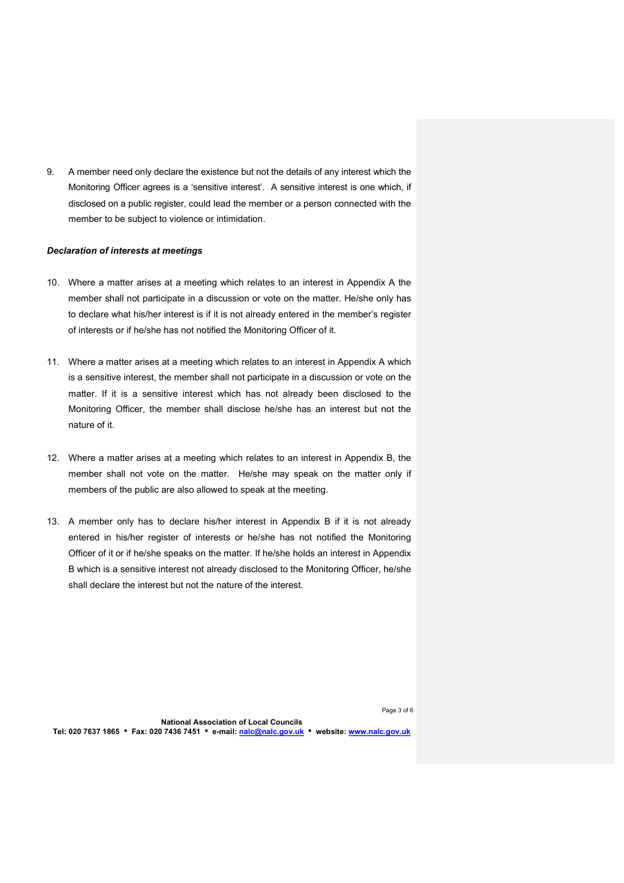9. A member need only declare the existence but not the details of any interest which the Monitoring Officer agrees is a 'sensitive interest'. A sensitive interest is one which, if disclosed on a public register, could lead the member or a person connected with the member to be subject to violence or intimidation.

***Declaration of interests at meetings***

10. Where a matter arises at a meeting which relates to an interest in Appendix A the member shall not participate in a discussion or vote on the matter. He/she only has to declare what his/her interest is if it is not already entered in the member's register of interests or if he/she has not notified the Monitoring Officer of it.

11. Where a matter arises at a meeting which relates to an interest in Appendix A which is a sensitive interest, the member shall not participate in a discussion or vote on the matter. If it is a sensitive interest which has not already been disclosed to the Monitoring Officer, the member shall disclose he/she has an interest but not the nature of it.

12. Where a matter arises at a meeting which relates to an interest in Appendix B, the member shall not vote on the matter. He/she may speak on the matter only if members of the public are also allowed to speak at the meeting.

13. A member only has to declare his/her interest in Appendix B if it is not already entered in his/her register of interests or he/she has not notified the Monitoring Officer of it or if he/she speaks on the matter. If he/she holds an interest in Appendix B which is a sensitive interest not already disclosed to the Monitoring Officer, he/she shall declare the interest but not the nature of the interest.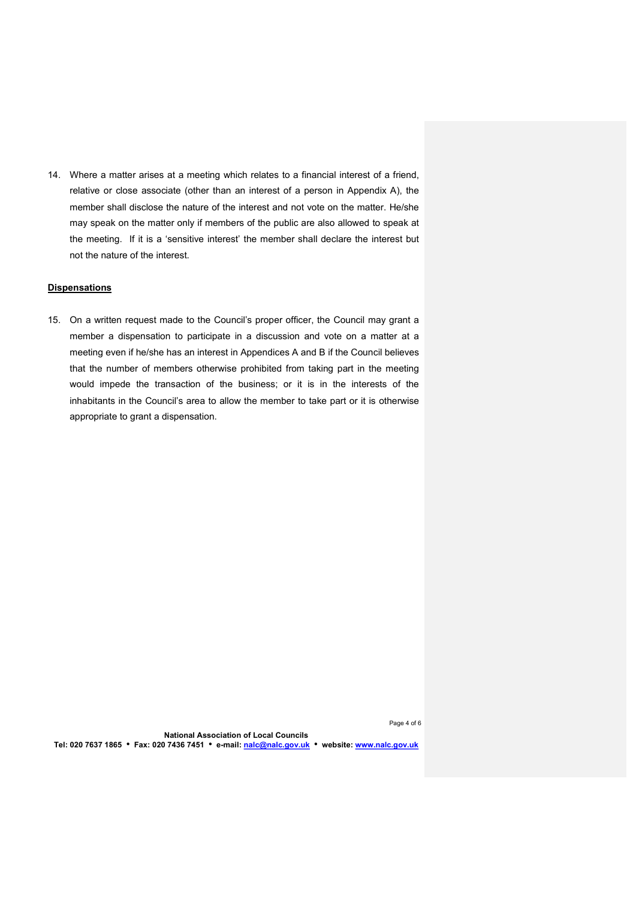14. Where a matter arises at a meeting which relates to a financial interest of a friend, relative or close associate (other than an interest of a person in Appendix A), the member shall disclose the nature of the interest and not vote on the matter. He/she may speak on the matter only if members of the public are also allowed to speak at the meeting. If it is a 'sensitive interest' the member shall declare the interest but not the nature of the interest.

**Dispensations**

15. On a written request made to the Council's proper officer, the Council may grant a member a dispensation to participate in a discussion and vote on a matter at a meeting even if he/she has an interest in Appendices A and B if the Council believes that the number of members otherwise prohibited from taking part in the meeting would impede the transaction of the business; or it is in the interests of the inhabitants in the Council's area to allow the member to take part or it is otherwise appropriate to grant a dispensation.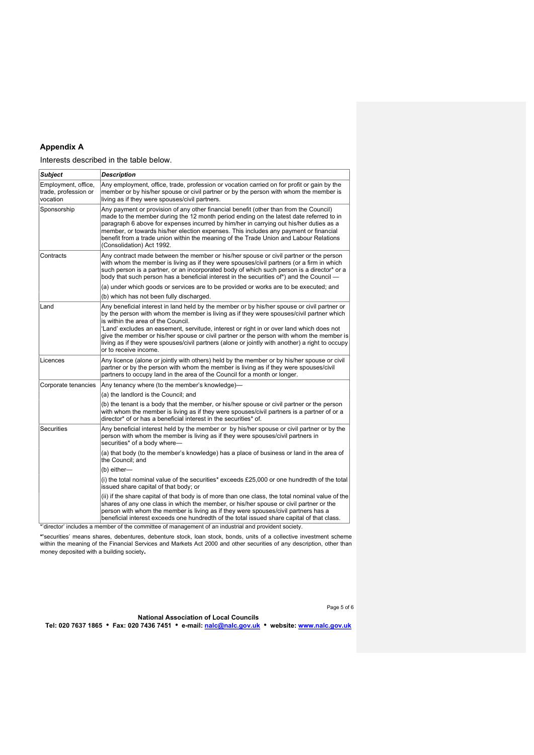## Appendix A

Interests described in the table below.

| *Subject* | *Description* |
|---|---|
| Employment, office, trade, profession or vocation | Any employment, office, trade, profession or vocation carried on for profit or gain by the member or by his/her spouse or civil partner or by the person with whom the member is living as if they were spouses/civil partners. |
| Sponsorship | Any payment or provision of any other financial benefit (other than from the Council) made to the member during the 12 month period ending on the latest date referred to in paragraph 6 above for expenses incurred by him/her in carrying out his/her duties as a member, or towards his/her election expenses. This includes any payment or financial benefit from a trade union within the meaning of the Trade Union and Labour Relations (Consolidation) Act 1992. |
| Contracts | Any contract made between the member or his/her spouse or civil partner or the person with whom the member is living as if they were spouses/civil partners (or a firm in which such person is a partner, or an incorporated body of which such person is a director* or a body that such person has a beneficial interest in the securities of*) and the Council —<br>(a) under which goods or services are to be provided or works are to be executed; and<br>(b) which has not been fully discharged. |
| Land | Any beneficial interest in land held by the member or by his/her spouse or civil partner or by the person with whom the member is living as if they were spouses/civil partner which is within the area of the Council.<br>'Land' excludes an easement, servitude, interest or right in or over land which does not give the member or his/her spouse or civil partner or the person with whom the member is living as if they were spouses/civil partners (alone or jointly with another) a right to occupy or to receive income. |
| Licences | Any licence (alone or jointly with others) held by the member or by his/her spouse or civil partner or by the person with whom the member is living as if they were spouses/civil partners to occupy land in the area of the Council for a month or longer. |
| Corporate tenancies | Any tenancy where (to the member's knowledge)—<br>(a) the landlord is the Council; and<br>(b) the tenant is a body that the member, or his/her spouse or civil partner or the person with whom the member is living as if they were spouses/civil partners is a partner of or a director* of or has a beneficial interest in the securities* of. |
| Securities | Any beneficial interest held by the member or by his/her spouse or civil partner or by the person with whom the member is living as if they were spouses/civil partners in securities* of a body where—<br>(a) that body (to the member's knowledge) has a place of business or land in the area of the Council; and<br>(b) either—<br>(i) the total nominal value of the securities* exceeds £25,000 or one hundredth of the total issued share capital of that body; or<br>(ii) if the share capital of that body is of more than one class, the total nominal value of the shares of any one class in which the member, or his/her spouse or civil partner or the person with whom the member is living as if they were spouses/civil partners has a beneficial interest exceeds one hundredth of the total issued share capital of that class. |

*'director' includes a member of the committee of management of an industrial and provident society.

*'securities' means shares, debentures, debenture stock, loan stock, bonds, units of a collective investment scheme within the meaning of the Financial Services and Markets Act 2000 and other securities of any description, other than money deposited with a building society.

**National Association of Local Councils**
**Tel: 020 7637 1865 • Fax: 020 7436 7451 • e-mail: [nalc@nalc.gov.uk](mailto:nalc@nalc.gov.uk) • website: [www.nalc.gov.uk](http://www.nalc.gov.uk)**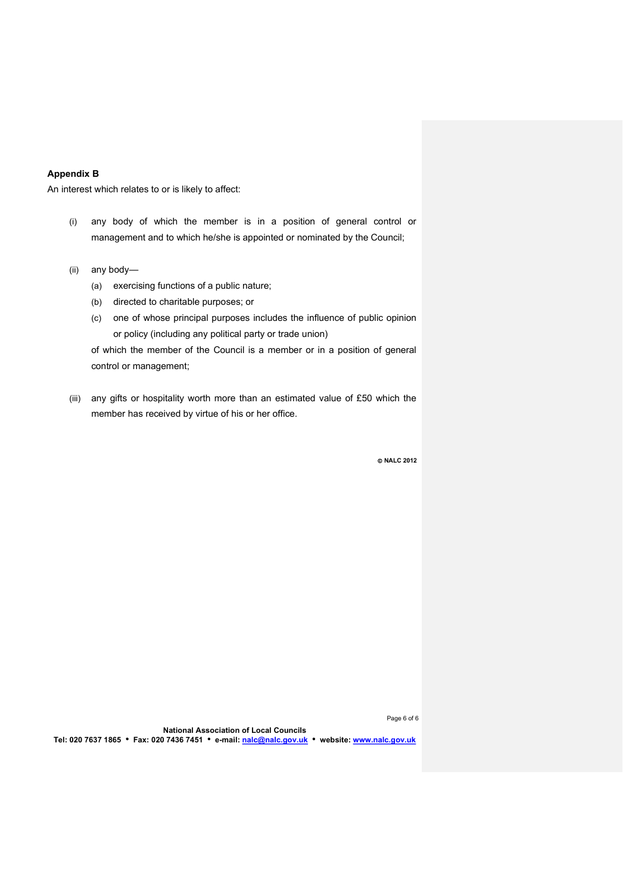**Appendix B**

An interest which relates to or is likely to affect:

(i) any body of which the member is in a position of general control or management and to which he/she is appointed or nominated by the Council;

(ii) any body—
   (a) exercising functions of a public nature;
   (b) directed to charitable purposes; or
   (c) one of whose principal purposes includes the influence of public opinion or policy (including any political party or trade union)

   of which the member of the Council is a member or in a position of general control or management;

(iii) any gifts or hospitality worth more than an estimated value of £50 which the member has received by virtue of his or her office.

© NALC 2012